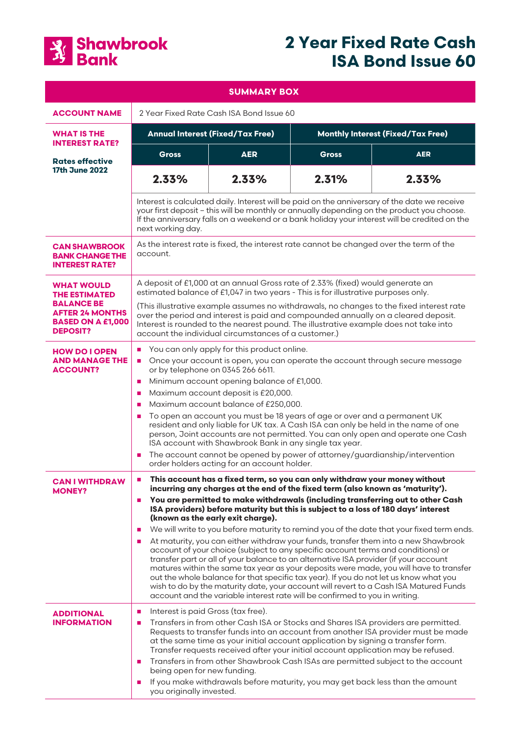Shawbrook Bank

# 2 Year Fixed Rate Cash ISA Bond Issue 60

## SUMMARY BOX

| | | | | |
|---|---|---|---|---|
| **ACCOUNT NAME** | 2 Year Fixed Rate Cash ISA Bond Issue 60 | | | |
| **WHAT IS THE INTEREST RATE?** **Rates effective 17th June 2022** | **Annual Interest (Fixed/Tax Free)** | | **Monthly Interest (Fixed/Tax Free)** | |
| | **Gross** | **AER** | **Gross** | **AER** |
| | **2.33%** | **2.33%** | **2.31%** | **2.33%** |
| | Interest is calculated daily. Interest will be paid on the anniversary of the date we receive your first deposit – this will be monthly or annually depending on the product you choose. If the anniversary falls on a weekend or a bank holiday your interest will be credited on the next working day. | | | |
| **CAN SHAWBROOK BANK CHANGE THE INTEREST RATE?** | As the interest rate is fixed, the interest rate cannot be changed over the term of the account. | | | |
| **WHAT WOULD THE ESTIMATED BALANCE BE AFTER 24 MONTHS BASED ON A £1,000 DEPOSIT?** | A deposit of £1,000 at an annual Gross rate of 2.33% (fixed) would generate an estimated balance of £1,047 in two years - This is for illustrative purposes only.<br><br>(This illustrative example assumes no withdrawals, no changes to the fixed interest rate over the period and interest is paid and compounded annually on a cleared deposit. Interest is rounded to the nearest pound. The illustrative example does not take into account the individual circumstances of a customer.) | | | |
| **HOW DO I OPEN AND MANAGE THE ACCOUNT?** | ■ You can only apply for this product online.<br>■ Once your account is open, you can operate the account through secure message or by telephone on 0345 266 6611.<br>■ Minimum account opening balance of £1,000.<br>■ Maximum account deposit is £20,000.<br>■ Maximum account balance of £250,000.<br>■ To open an account you must be 18 years of age or over and a permanent UK resident and only liable for UK tax. A Cash ISA can only be held in the name of one person, Joint accounts are not permitted. You can only open and operate one Cash ISA account with Shawbrook Bank in any single tax year.<br>■ The account cannot be opened by power of attorney/guardianship/intervention order holders acting for an account holder. | | | |
| **CAN I WITHDRAW MONEY?** | ■ **This account has a fixed term, so you can only withdraw your money without incurring any charges at the end of the fixed term (also known as 'maturity').**<br>■ **You are permitted to make withdrawals (including transferring out to other Cash ISA providers) before maturity but this is subject to a loss of 180 days' interest (known as the early exit charge).**<br>■ We will write to you before maturity to remind you of the date that your fixed term ends.<br>■ At maturity, you can either withdraw your funds, transfer them into a new Shawbrook account of your choice (subject to any specific account terms and conditions) or transfer part or all of your balance to an alternative ISA provider (if your account matures within the same tax year as your deposits were made, you will have to transfer out the whole balance for that specific tax year). If you do not let us know what you wish to do by the maturity date, your account will revert to a Cash ISA Matured Funds account and the variable interest rate will be confirmed to you in writing. | | | |
| **ADDITIONAL INFORMATION** | ■ Interest is paid Gross (tax free).<br>■ Transfers in from other Cash ISA or Stocks and Shares ISA providers are permitted. Requests to transfer funds into an account from another ISA provider must be made at the same time as your initial account application by signing a transfer form. Transfer requests received after your initial account application may be refused.<br>■ Transfers in from other Shawbrook Cash ISAs are permitted subject to the account being open for new funding.<br>■ If you make withdrawals before maturity, you may get back less than the amount you originally invested. | | | |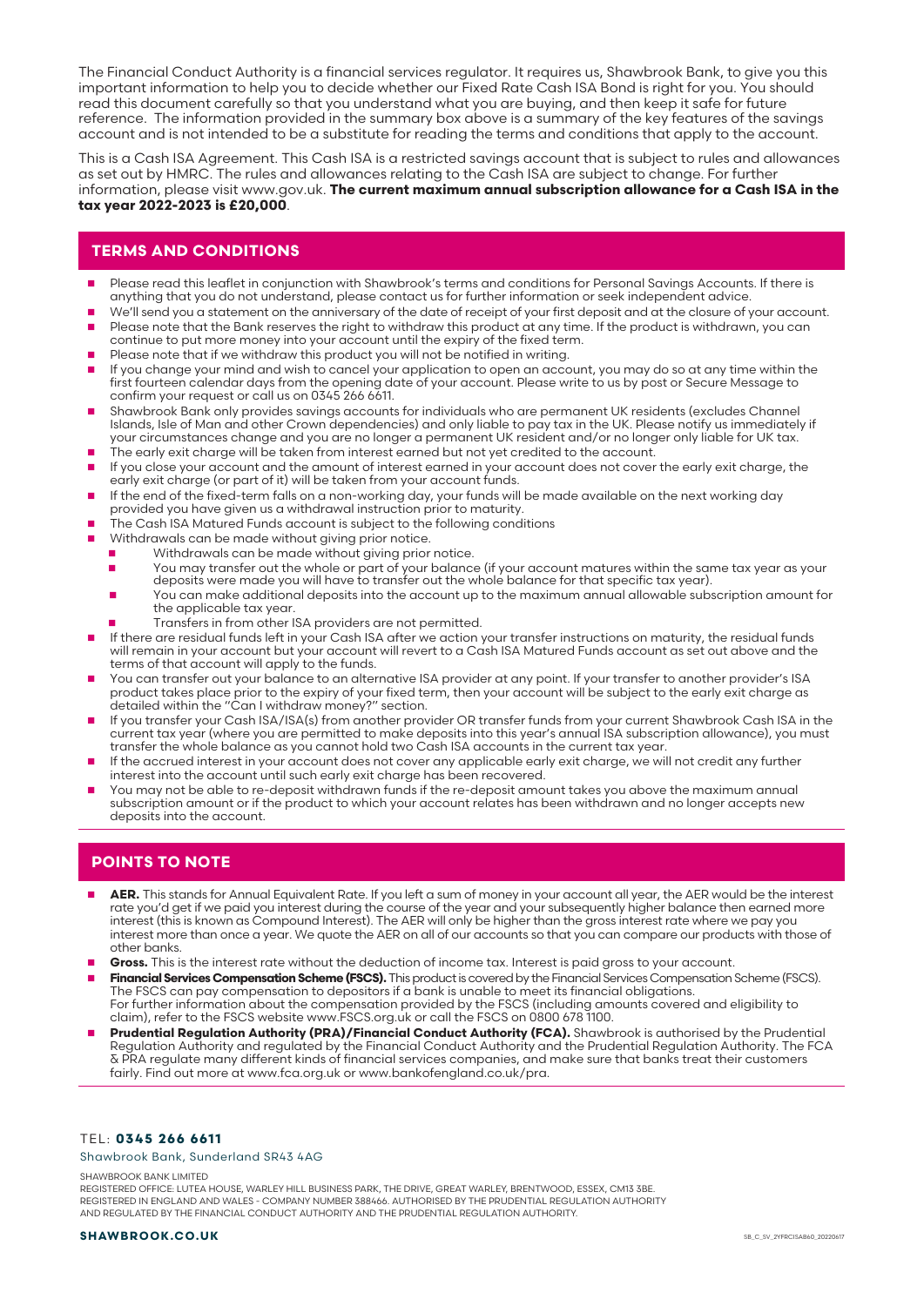The Financial Conduct Authority is a financial services regulator. It requires us, Shawbrook Bank, to give you this important information to help you to decide whether our Fixed Rate Cash ISA Bond is right for you. You should read this document carefully so that you understand what you are buying, and then keep it safe for future reference. The information provided in the summary box above is a summary of the key features of the savings account and is not intended to be a substitute for reading the terms and conditions that apply to the account.

This is a Cash ISA Agreement. This Cash ISA is a restricted savings account that is subject to rules and allowances as set out by HMRC. The rules and allowances relating to the Cash ISA are subject to change. For further information, please visit www.gov.uk. **The current maximum annual subscription allowance for a Cash ISA in the tax year 2022-2023 is £20,000**.

## TERMS AND CONDITIONS

- Please read this leaflet in conjunction with Shawbrook's terms and conditions for Personal Savings Accounts. If there is anything that you do not understand, please contact us for further information or seek independent advice.
- We'll send you a statement on the anniversary of the date of receipt of your first deposit and at the closure of your account.
- Please note that the Bank reserves the right to withdraw this product at any time. If the product is withdrawn, you can continue to put more money into your account until the expiry of the fixed term.
- Please note that if we withdraw this product you will not be notified in writing.
- If you change your mind and wish to cancel your application to open an account, you may do so at any time within the first fourteen calendar days from the opening date of your account. Please write to us by post or Secure Message to confirm your request or call us on 0345 266 6611.
- Shawbrook Bank only provides savings accounts for individuals who are permanent UK residents (excludes Channel Islands, Isle of Man and other Crown dependencies) and only liable to pay tax in the UK. Please notify us immediately if your circumstances change and you are no longer a permanent UK resident and/or no longer only liable for UK tax.
- The early exit charge will be taken from interest earned but not yet credited to the account.
- If you close your account and the amount of interest earned in your account does not cover the early exit charge, the early exit charge (or part of it) will be taken from your account funds.
- If the end of the fixed-term falls on a non-working day, your funds will be made available on the next working day provided you have given us a withdrawal instruction prior to maturity.
- The Cash ISA Matured Funds account is subject to the following conditions
- Withdrawals can be made without giving prior notice.
  - Withdrawals can be made without giving prior notice.
  - You may transfer out the whole or part of your balance (if your account matures within the same tax year as your deposits were made you will have to transfer out the whole balance for that specific tax year).
  - You can make additional deposits into the account up to the maximum annual allowable subscription amount for the applicable tax year.
  - Transfers in from other ISA providers are not permitted.
- If there are residual funds left in your Cash ISA after we action your transfer instructions on maturity, the residual funds will remain in your account but your account will revert to a Cash ISA Matured Funds account as set out above and the terms of that account will apply to the funds.
- You can transfer out your balance to an alternative ISA provider at any point. If your transfer to another provider's ISA product takes place prior to the expiry of your fixed term, then your account will be subject to the early exit charge as detailed within the "Can I withdraw money?" section.
- If you transfer your Cash ISA/ISA(s) from another provider OR transfer funds from your current Shawbrook Cash ISA in the current tax year (where you are permitted to make deposits into this year's annual ISA subscription allowance), you must transfer the whole balance as you cannot hold two Cash ISA accounts in the current tax year.
- If the accrued interest in your account does not cover any applicable early exit charge, we will not credit any further interest into the account until such early exit charge has been recovered.
- You may not be able to re-deposit withdrawn funds if the re-deposit amount takes you above the maximum annual subscription amount or if the product to which your account relates has been withdrawn and no longer accepts new deposits into the account.

## POINTS TO NOTE

- **AER.** This stands for Annual Equivalent Rate. If you left a sum of money in your account all year, the AER would be the interest rate you'd get if we paid you interest during the course of the year and your subsequently higher balance then earned more interest (this is known as Compound Interest). The AER will only be higher than the gross interest rate where we pay you interest more than once a year. We quote the AER on all of our accounts so that you can compare our products with those of other banks.
- **Gross.** This is the interest rate without the deduction of income tax. Interest is paid gross to your account.
- **Financial Services Compensation Scheme (FSCS).** This product is covered by the Financial Services Compensation Scheme (FSCS). The FSCS can pay compensation to depositors if a bank is unable to meet its financial obligations. For further information about the compensation provided by the FSCS (including amounts covered and eligibility to claim), refer to the FSCS website www.FSCS.org.uk or call the FSCS on 0800 678 1100.
- **Prudential Regulation Authority (PRA)/Financial Conduct Authority (FCA).** Shawbrook is authorised by the Prudential Regulation Authority and regulated by the Financial Conduct Authority and the Prudential Regulation Authority. The FCA & PRA regulate many different kinds of financial services companies, and make sure that banks treat their customers fairly. Find out more at www.fca.org.uk or www.bankofengland.co.uk/pra.

TEL: **0345 266 6611**

Shawbrook Bank, Sunderland SR43 4AG

SHAWBROOK BANK LIMITED
REGISTERED OFFICE: LUTEA HOUSE, WARLEY HILL BUSINESS PARK, THE DRIVE, GREAT WARLEY, BRENTWOOD, ESSEX, CM13 3BE.
REGISTERED IN ENGLAND AND WALES - COMPANY NUMBER 388466. AUTHORISED BY THE PRUDENTIAL REGULATION AUTHORITY AND REGULATED BY THE FINANCIAL CONDUCT AUTHORITY AND THE PRUDENTIAL REGULATION AUTHORITY.

**SHAWBROOK.CO.UK**

SB_C_SV_2YFRCISAB60_20220617